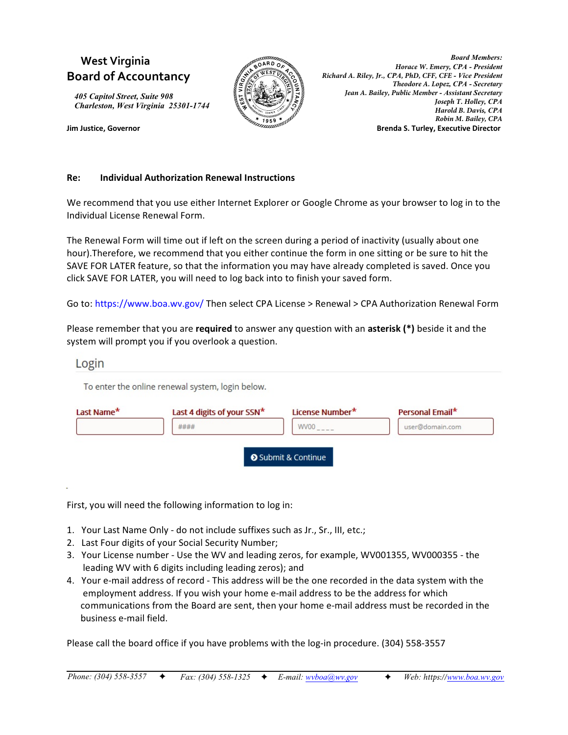**West Virginia**
**Board of Accountancy**

*405 Capitol Street, Suite 908*
*Charleston, West Virginia 25301-1744*

**Jim Justice, Governor**

***Board Members:***
*Horace W. Emery, CPA - President*
*Richard A. Riley, Jr., CPA, PhD, CFF, CFE - Vice President*
*Theodore A. Lopez, CPA - Secretary*
*Jean A. Bailey, Public Member - Assistant Secretary*
*Joseph T. Holley, CPA*
*Harold B. Davis, CPA*
*Robin M. Bailey, CPA*
**Brenda S. Turley, Executive Director**

**Re: Individual Authorization Renewal Instructions**

We recommend that you use either Internet Explorer or Google Chrome as your browser to log in to the Individual License Renewal Form.

The Renewal Form will time out if left on the screen during a period of inactivity (usually about one hour).Therefore, we recommend that you either continue the form in one sitting or be sure to hit the SAVE FOR LATER feature, so that the information you may have already completed is saved. Once you click SAVE FOR LATER, you will need to log back into to finish your saved form.

Go to: https://www.boa.wv.gov/ Then select CPA License > Renewal > CPA Authorization Renewal Form

Please remember that you are **required** to answer any question with an **asterisk (*)** beside it and the system will prompt you if you overlook a question.

Login

To enter the online renewal system, login below.

| Last Name* | Last 4 digits of your SSN* | License Number* | Personal Email* |
|---|---|---|---|
| | #### | WV00 _ _ _ _ | user@domain.com |

Submit & Continue

First, you will need the following information to log in:

1. Your Last Name Only - do not include suffixes such as Jr., Sr., III, etc.;
2. Last Four digits of your Social Security Number;
3. Your License number - Use the WV and leading zeros, for example, WV001355, WV000355 - the leading WV with 6 digits including leading zeros); and
4. Your e-mail address of record - This address will be the one recorded in the data system with the employment address. If you wish your home e-mail address to be the address for which communications from the Board are sent, then your home e-mail address must be recorded in the business e-mail field.

Please call the board office if you have problems with the log-in procedure. (304) 558-3557

*Phone: (304) 558-3557* ✦ *Fax: (304) 558-1325* ✦ *E-mail: wvboa@wv.gov* ✦ *Web: https://www.boa.wv.gov*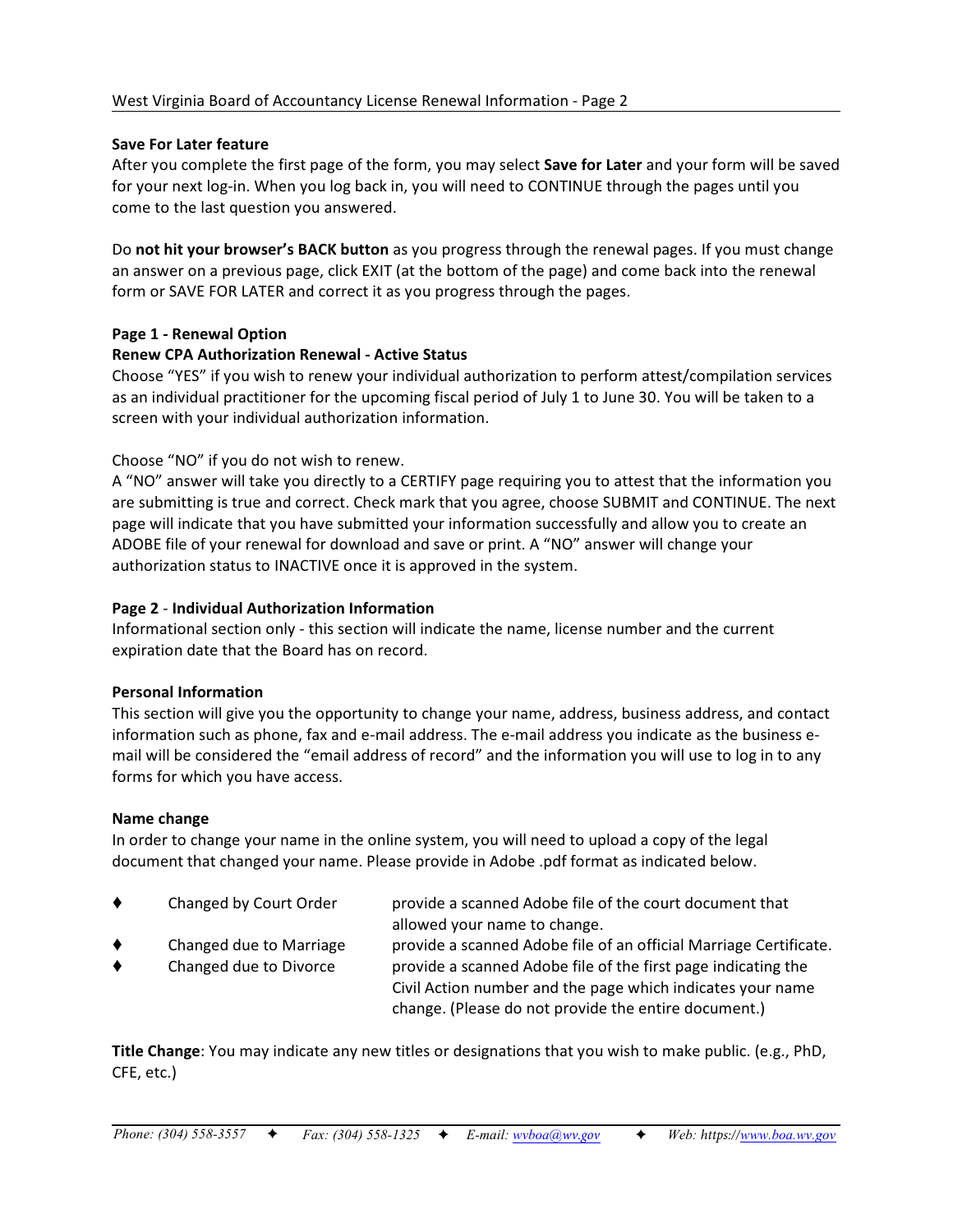**Save For Later feature**

After you complete the first page of the form, you may select **Save for Later** and your form will be saved for your next log-in. When you log back in, you will need to CONTINUE through the pages until you come to the last question you answered.

Do **not hit your browser's BACK button** as you progress through the renewal pages. If you must change an answer on a previous page, click EXIT (at the bottom of the page) and come back into the renewal form or SAVE FOR LATER and correct it as you progress through the pages.

**Page 1 - Renewal Option**

**Renew CPA Authorization Renewal - Active Status**

Choose "YES" if you wish to renew your individual authorization to perform attest/compilation services as an individual practitioner for the upcoming fiscal period of July 1 to June 30. You will be taken to a screen with your individual authorization information.

Choose "NO" if you do not wish to renew.

A "NO" answer will take you directly to a CERTIFY page requiring you to attest that the information you are submitting is true and correct. Check mark that you agree, choose SUBMIT and CONTINUE. The next page will indicate that you have submitted your information successfully and allow you to create an ADOBE file of your renewal for download and save or print. A "NO" answer will change your authorization status to INACTIVE once it is approved in the system.

**Page 2** - **Individual Authorization Information**

Informational section only - this section will indicate the name, license number and the current expiration date that the Board has on record.

**Personal Information**

This section will give you the opportunity to change your name, address, business address, and contact information such as phone, fax and e-mail address. The e-mail address you indicate as the business e-mail will be considered the "email address of record" and the information you will use to log in to any forms for which you have access.

**Name change**

In order to change your name in the online system, you will need to upload a copy of the legal document that changed your name. Please provide in Adobe .pdf format as indicated below.

- Changed by Court Order — provide a scanned Adobe file of the court document that allowed your name to change.
- Changed due to Marriage — provide a scanned Adobe file of an official Marriage Certificate.
- Changed due to Divorce — provide a scanned Adobe file of the first page indicating the Civil Action number and the page which indicates your name change. (Please do not provide the entire document.)

**Title Change**: You may indicate any new titles or designations that you wish to make public. (e.g., PhD, CFE, etc.)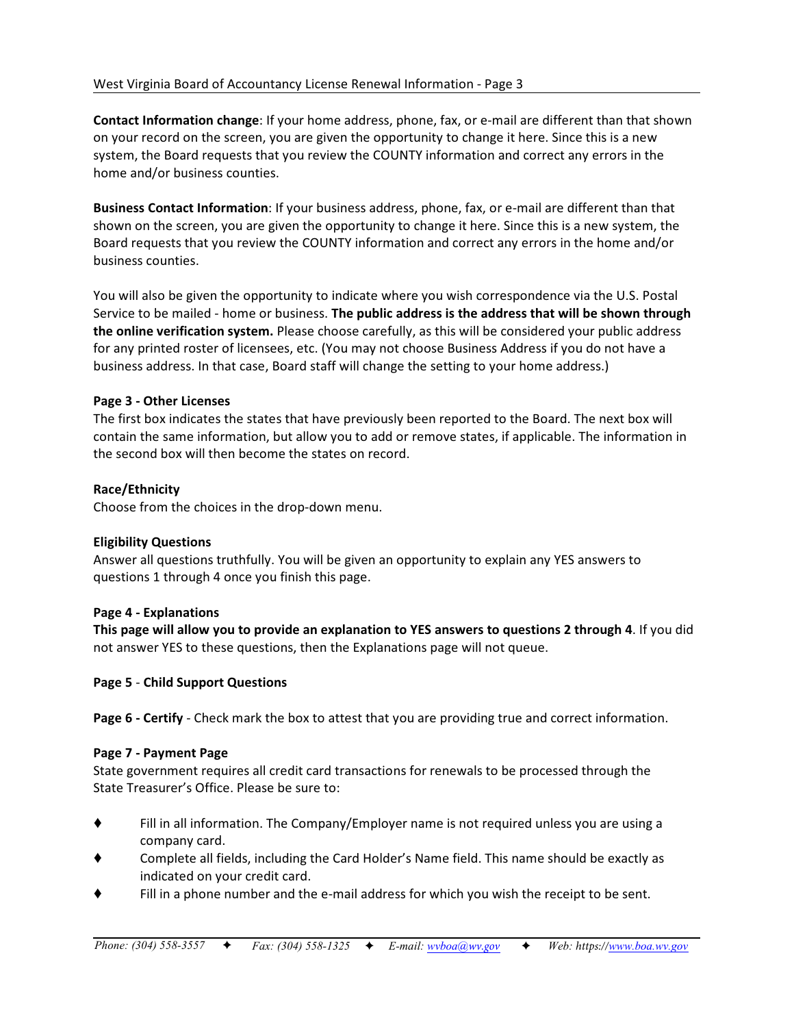**Contact Information change**: If your home address, phone, fax, or e-mail are different than that shown on your record on the screen, you are given the opportunity to change it here. Since this is a new system, the Board requests that you review the COUNTY information and correct any errors in the home and/or business counties.

**Business Contact Information**: If your business address, phone, fax, or e-mail are different than that shown on the screen, you are given the opportunity to change it here. Since this is a new system, the Board requests that you review the COUNTY information and correct any errors in the home and/or business counties.

You will also be given the opportunity to indicate where you wish correspondence via the U.S. Postal Service to be mailed - home or business. **The public address is the address that will be shown through the online verification system.** Please choose carefully, as this will be considered your public address for any printed roster of licensees, etc. (You may not choose Business Address if you do not have a business address. In that case, Board staff will change the setting to your home address.)

**Page 3 - Other Licenses**
The first box indicates the states that have previously been reported to the Board. The next box will contain the same information, but allow you to add or remove states, if applicable. The information in the second box will then become the states on record.

**Race/Ethnicity**
Choose from the choices in the drop-down menu.

**Eligibility Questions**
Answer all questions truthfully. You will be given an opportunity to explain any YES answers to questions 1 through 4 once you finish this page.

**Page 4 - Explanations**
**This page will allow you to provide an explanation to YES answers to questions 2 through 4**. If you did not answer YES to these questions, then the Explanations page will not queue.

**Page 5** - **Child Support Questions**

**Page 6 - Certify** - Check mark the box to attest that you are providing true and correct information.

**Page 7 - Payment Page**
State government requires all credit card transactions for renewals to be processed through the State Treasurer's Office. Please be sure to:

- Fill in all information. The Company/Employer name is not required unless you are using a company card.
- Complete all fields, including the Card Holder's Name field. This name should be exactly as indicated on your credit card.
- Fill in a phone number and the e-mail address for which you wish the receipt to be sent.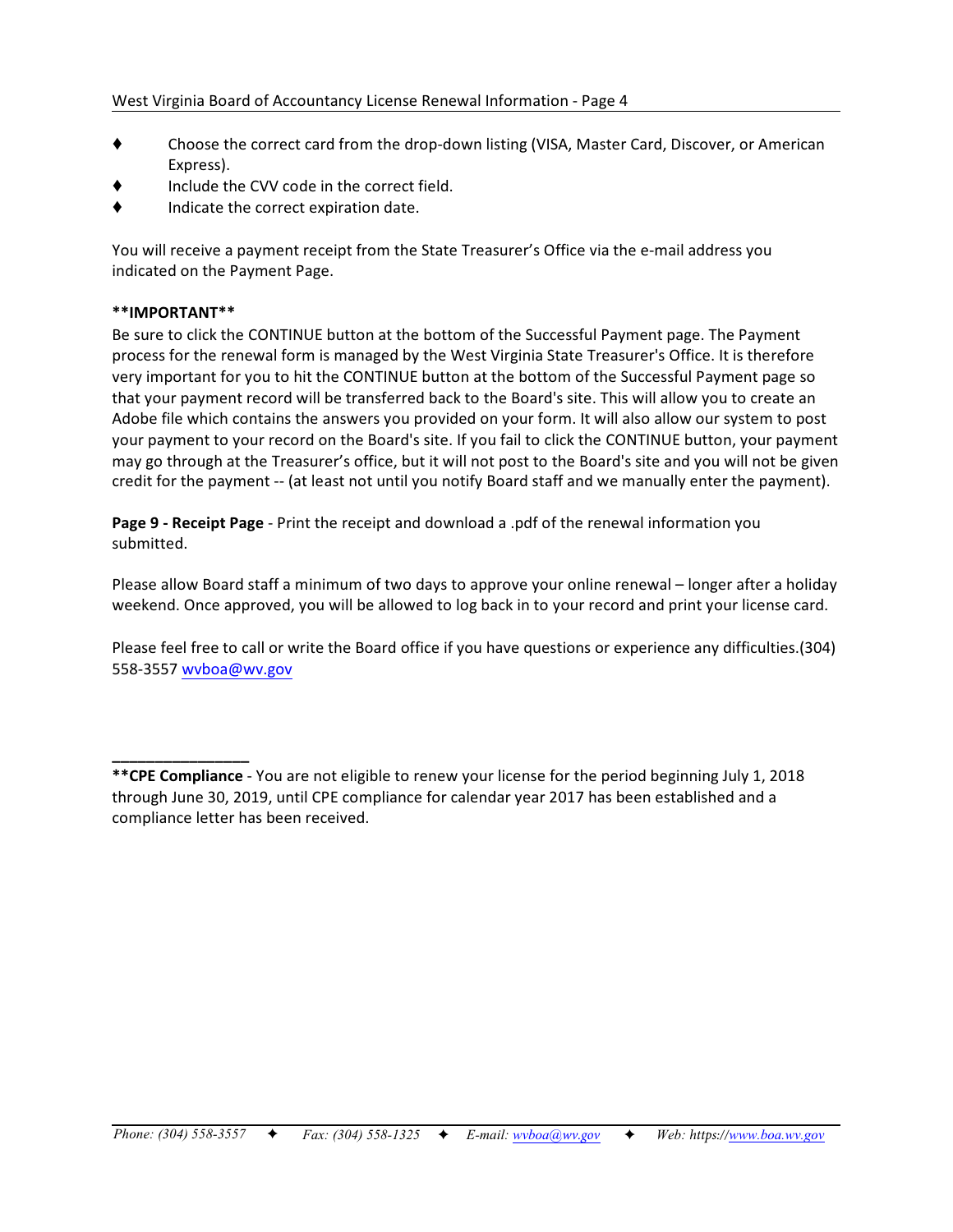- Choose the correct card from the drop-down listing (VISA, Master Card, Discover, or American Express).
- Include the CVV code in the correct field.
- Indicate the correct expiration date.

You will receive a payment receipt from the State Treasurer's Office via the e-mail address you indicated on the Payment Page.

**\*\*IMPORTANT\*\***
Be sure to click the CONTINUE button at the bottom of the Successful Payment page. The Payment process for the renewal form is managed by the West Virginia State Treasurer's Office. It is therefore very important for you to hit the CONTINUE button at the bottom of the Successful Payment page so that your payment record will be transferred back to the Board's site. This will allow you to create an Adobe file which contains the answers you provided on your form. It will also allow our system to post your payment to your record on the Board's site. If you fail to click the CONTINUE button, your payment may go through at the Treasurer's office, but it will not post to the Board's site and you will not be given credit for the payment -- (at least not until you notify Board staff and we manually enter the payment).

**Page 9 - Receipt Page** - Print the receipt and download a .pdf of the renewal information you submitted.

Please allow Board staff a minimum of two days to approve your online renewal – longer after a holiday weekend. Once approved, you will be allowed to log back in to your record and print your license card.

Please feel free to call or write the Board office if you have questions or experience any difficulties.(304) 558-3557 wvboa@wv.gov

---

**\*\*CPE Compliance** - You are not eligible to renew your license for the period beginning July 1, 2018 through June 30, 2019, until CPE compliance for calendar year 2017 has been established and a compliance letter has been received.